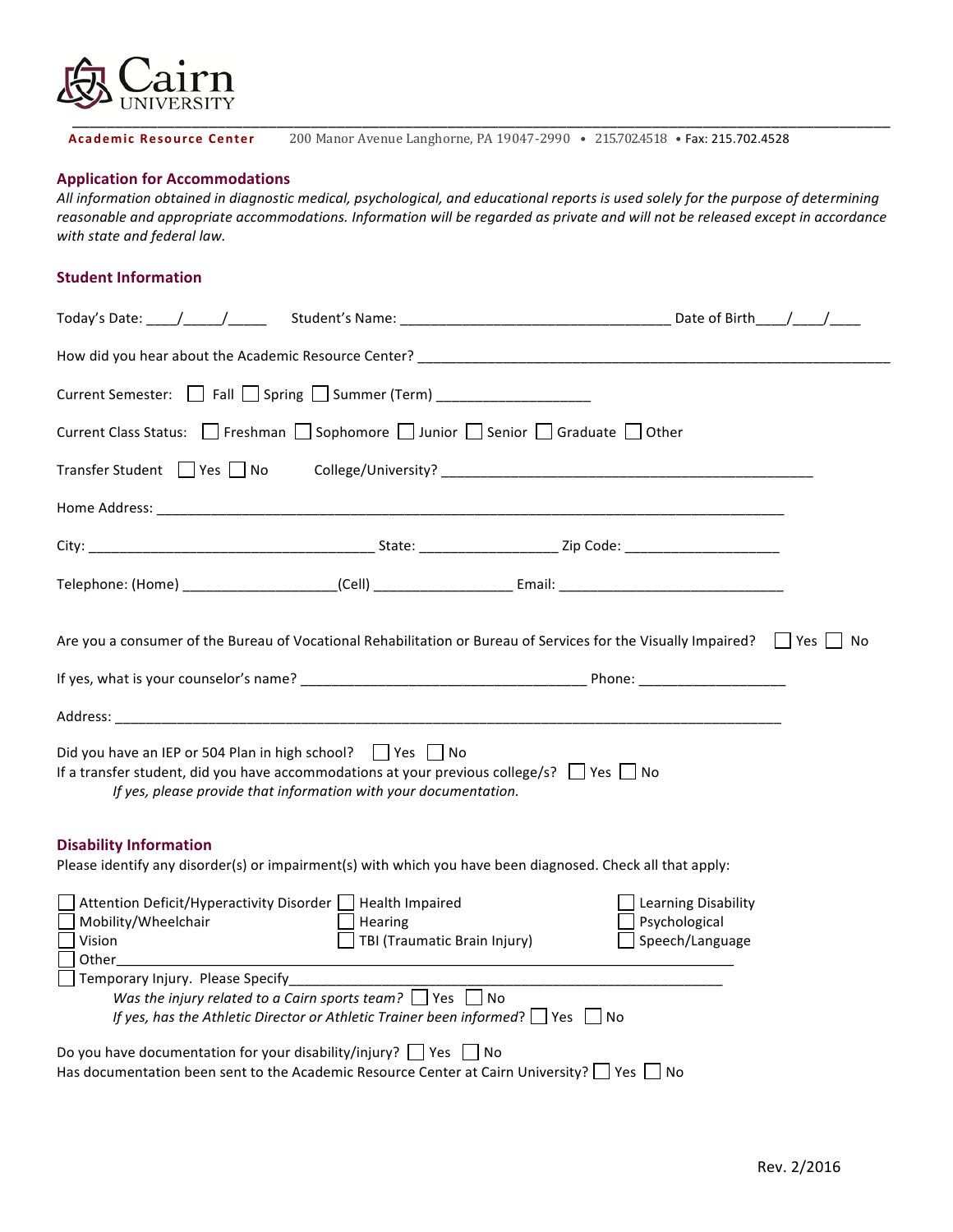Cairn UNIVERSITY

**Academic Resource Center** 200 Manor Avenue Langhorne, PA 19047-2990 • 215.702.4518 • Fax: 215.702.4528

## Application for Accommodations

*All information obtained in diagnostic medical, psychological, and educational reports is used solely for the purpose of determining reasonable and appropriate accommodations. Information will be regarded as private and will not be released except in accordance with state and federal law.*

## Student Information

Today's Date: ____/_____/_____ Student's Name: __________________________________ Date of Birth____/____/____

How did you hear about the Academic Resource Center? _______________________________________________________________

Current Semester: ☐ Fall ☐ Spring ☐ Summer (Term) ___________________

Current Class Status: ☐ Freshman ☐ Sophomore ☐ Junior ☐ Senior ☐ Graduate ☐ Other

Transfer Student ☐ Yes ☐ No College/University? __________________________________________________

Home Address: ________________________________________________________________________________

City: ____________________________________ State: _________________ Zip Code: ____________________

Telephone: (Home) ___________________(Cell) _________________ Email: _____________________________

Are you a consumer of the Bureau of Vocational Rehabilitation or Bureau of Services for the Visually Impaired? ☐ Yes ☐ No

If yes, what is your counselor's name? ____________________________________ Phone: ___________________

Address: ___________________________________________________________________________________

Did you have an IEP or 504 Plan in high school? ☐ Yes ☐ No
If a transfer student, did you have accommodations at your previous college/s? ☐ Yes ☐ No
*If yes, please provide that information with your documentation.*

## Disability Information

Please identify any disorder(s) or impairment(s) with which you have been diagnosed. Check all that apply:

☐ Attention Deficit/Hyperactivity Disorder ☐ Health Impaired ☐ Learning Disability
☐ Mobility/Wheelchair ☐ Hearing ☐ Psychological
☐ Vision ☐ TBI (Traumatic Brain Injury) ☐ Speech/Language
☐ Other___________________________________________________________________________________
☐ Temporary Injury. Please Specify__________________________________________________________
*Was the injury related to a Cairn sports team?* ☐ Yes ☐ No
*If yes, has the Athletic Director or Athletic Trainer been informed?* ☐ Yes ☐ No

Do you have documentation for your disability/injury? ☐ Yes ☐ No
Has documentation been sent to the Academic Resource Center at Cairn University? ☐ Yes ☐ No

Rev. 2/2016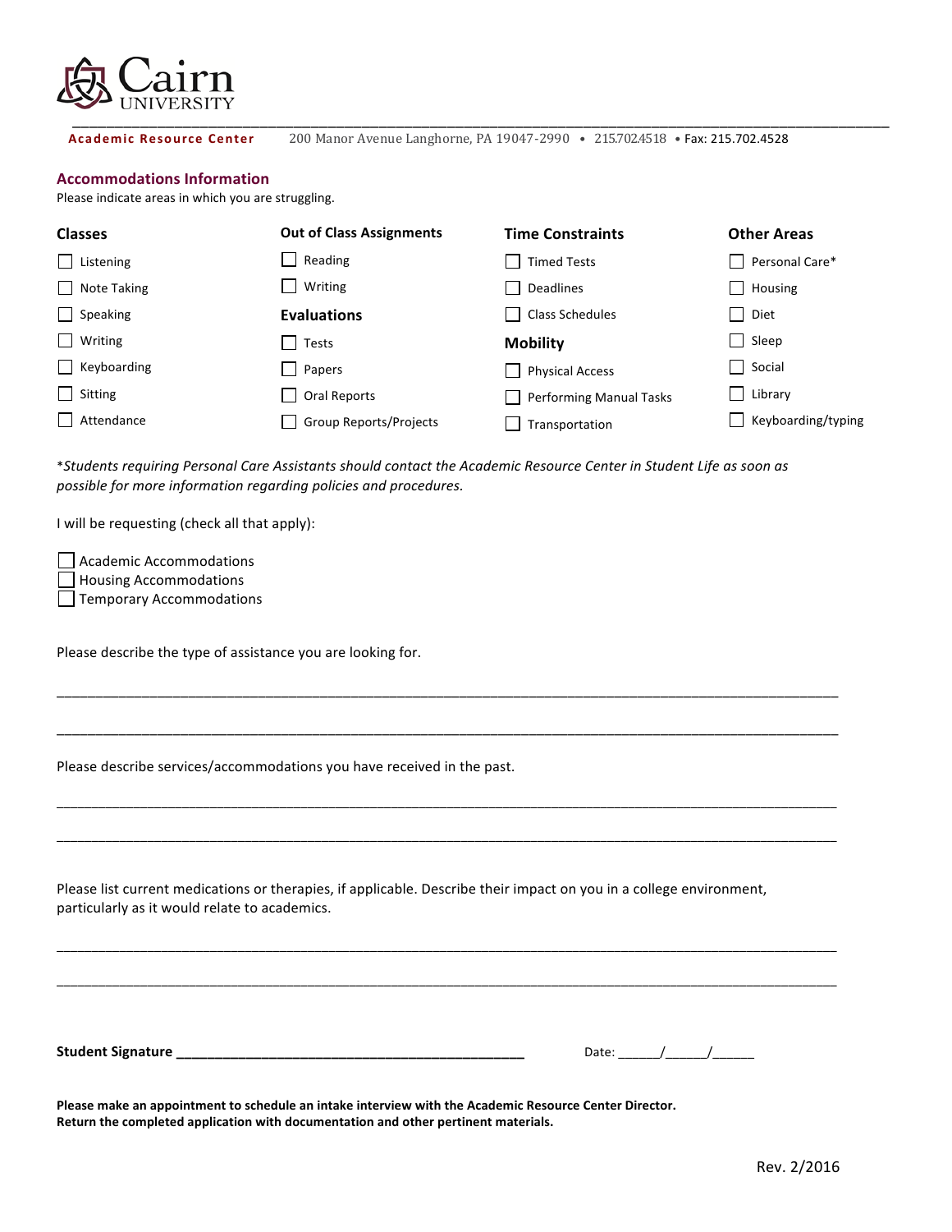Cairn UNIVERSITY

**Academic Resource Center** 200 Manor Avenue Langhorne, PA 19047-2990 • 215.702.4518 • Fax: 215.702.4528

## Accommodations Information

Please indicate areas in which you are struggling.

**Classes**

- ☐ Listening
- ☐ Note Taking
- ☐ Speaking
- ☐ Writing
- ☐ Keyboarding
- ☐ Sitting
- ☐ Attendance

**Out of Class Assignments**

- ☐ Reading
- ☐ Writing

**Evaluations**

- ☐ Tests
- ☐ Papers
- ☐ Oral Reports
- ☐ Group Reports/Projects

**Time Constraints**

- ☐ Timed Tests
- ☐ Deadlines
- ☐ Class Schedules

**Mobility**

- ☐ Physical Access
- ☐ Performing Manual Tasks
- ☐ Transportation

**Other Areas**

- ☐ Personal Care*
- ☐ Housing
- ☐ Diet
- ☐ Sleep
- ☐ Social
- ☐ Library
- ☐ Keyboarding/typing

**Students requiring Personal Care Assistants should contact the Academic Resource Center in Student Life as soon as possible for more information regarding policies and procedures.*

I will be requesting (check all that apply):

- ☐ Academic Accommodations
- ☐ Housing Accommodations
- ☐ Temporary Accommodations

Please describe the type of assistance you are looking for.

_____________________________________________________________________________________________

_____________________________________________________________________________________________

Please describe services/accommodations you have received in the past.

_____________________________________________________________________________________________

_____________________________________________________________________________________________

Please list current medications or therapies, if applicable. Describe their impact on you in a college environment, particularly as it would relate to academics.

_____________________________________________________________________________________________

_____________________________________________________________________________________________

**Student Signature** ______________________________________________ Date: ______/______/______

**Please make an appointment to schedule an intake interview with the Academic Resource Center Director.**
**Return the completed application with documentation and other pertinent materials.**

Rev. 2/2016